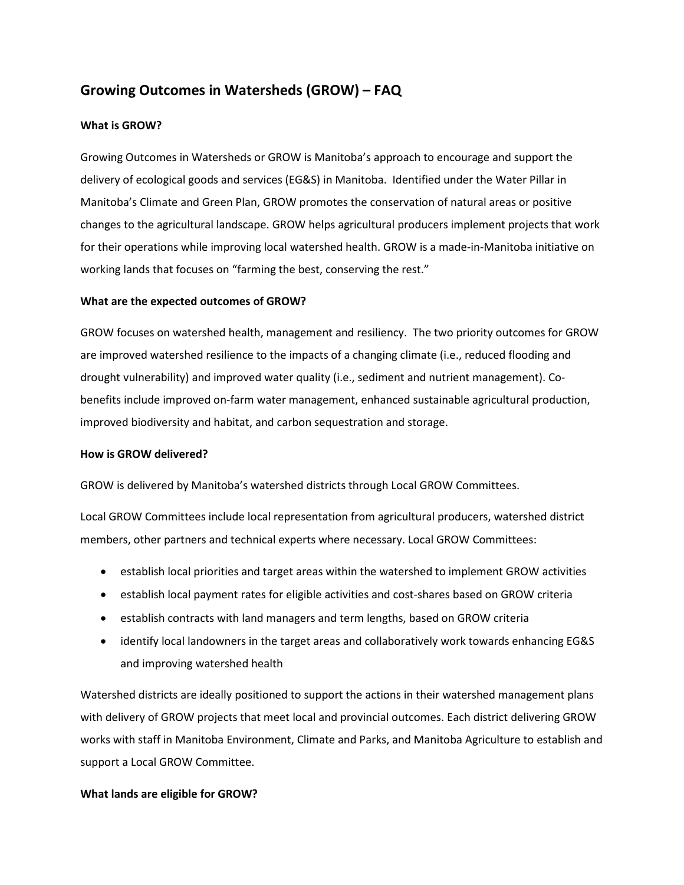# Growing Outcomes in Watersheds (GROW) – FAQ

### What is GROW?

Growing Outcomes in Watersheds or GROW is Manitoba's approach to encourage and support the delivery of ecological goods and services (EG&S) in Manitoba. Identified under the Water Pillar in Manitoba's Climate and Green Plan, GROW promotes the conservation of natural areas or positive changes to the agricultural landscape. GROW helps agricultural producers implement projects that work for their operations while improving local watershed health. GROW is a made-in-Manitoba initiative on working lands that focuses on "farming the best, conserving the rest."

### What are the expected outcomes of GROW?

GROW focuses on watershed health, management and resiliency. The two priority outcomes for GROW are improved watershed resilience to the impacts of a changing climate (i.e., reduced flooding and drought vulnerability) and improved water quality (i.e., sediment and nutrient management). Co-benefits include improved on-farm water management, enhanced sustainable agricultural production, improved biodiversity and habitat, and carbon sequestration and storage.

### How is GROW delivered?

GROW is delivered by Manitoba's watershed districts through Local GROW Committees.

Local GROW Committees include local representation from agricultural producers, watershed district members, other partners and technical experts where necessary. Local GROW Committees:

- establish local priorities and target areas within the watershed to implement GROW activities
- establish local payment rates for eligible activities and cost-shares based on GROW criteria
- establish contracts with land managers and term lengths, based on GROW criteria
- identify local landowners in the target areas and collaboratively work towards enhancing EG&S and improving watershed health

Watershed districts are ideally positioned to support the actions in their watershed management plans with delivery of GROW projects that meet local and provincial outcomes. Each district delivering GROW works with staff in Manitoba Environment, Climate and Parks, and Manitoba Agriculture to establish and support a Local GROW Committee.

### What lands are eligible for GROW?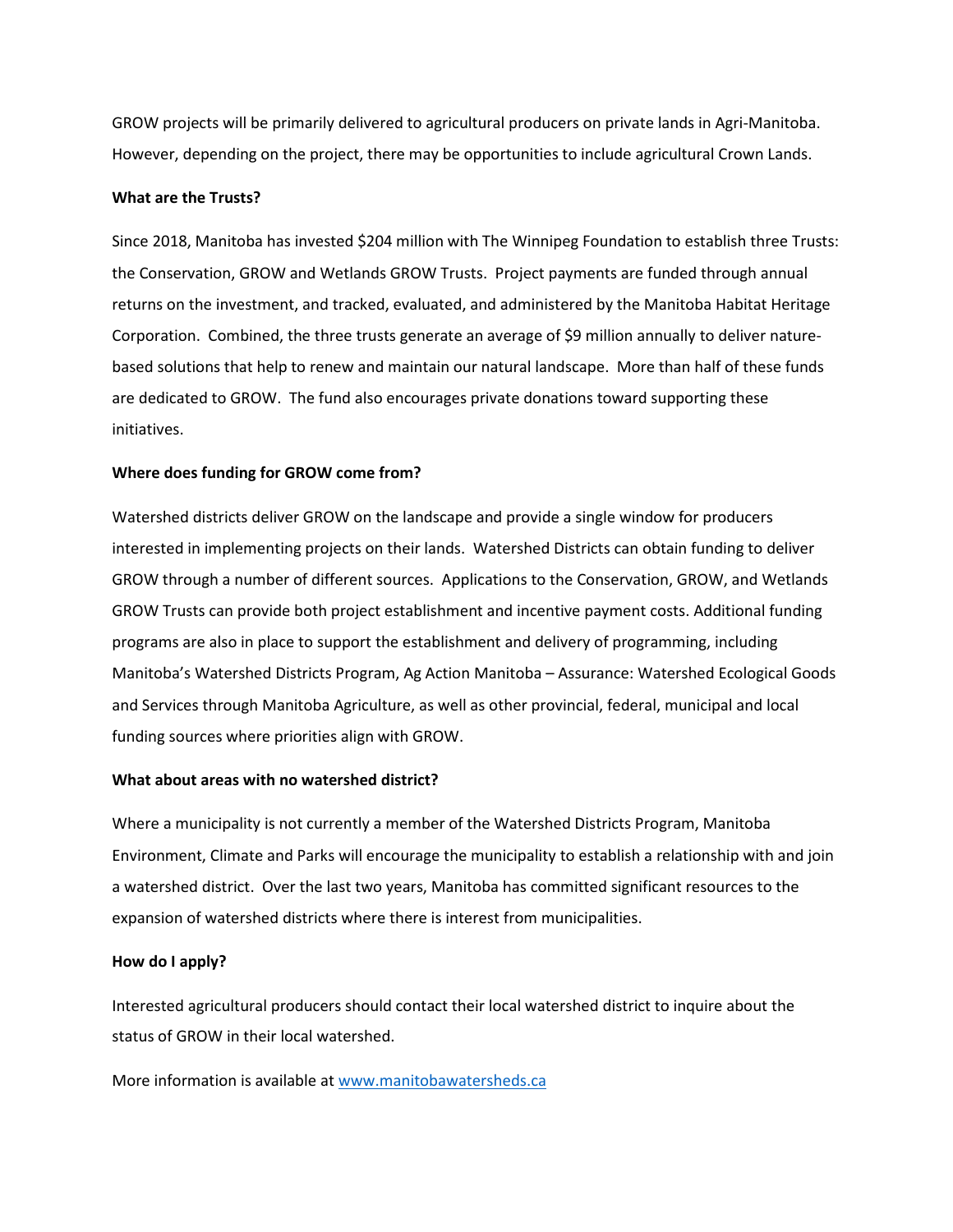GROW projects will be primarily delivered to agricultural producers on private lands in Agri-Manitoba. However, depending on the project, there may be opportunities to include agricultural Crown Lands.

**What are the Trusts?**

Since 2018, Manitoba has invested $204 million with The Winnipeg Foundation to establish three Trusts: the Conservation, GROW and Wetlands GROW Trusts. Project payments are funded through annual returns on the investment, and tracked, evaluated, and administered by the Manitoba Habitat Heritage Corporation. Combined, the three trusts generate an average of $9 million annually to deliver nature-based solutions that help to renew and maintain our natural landscape. More than half of these funds are dedicated to GROW. The fund also encourages private donations toward supporting these initiatives.

**Where does funding for GROW come from?**

Watershed districts deliver GROW on the landscape and provide a single window for producers interested in implementing projects on their lands. Watershed Districts can obtain funding to deliver GROW through a number of different sources. Applications to the Conservation, GROW, and Wetlands GROW Trusts can provide both project establishment and incentive payment costs. Additional funding programs are also in place to support the establishment and delivery of programming, including Manitoba's Watershed Districts Program, Ag Action Manitoba – Assurance: Watershed Ecological Goods and Services through Manitoba Agriculture, as well as other provincial, federal, municipal and local funding sources where priorities align with GROW.

**What about areas with no watershed district?**

Where a municipality is not currently a member of the Watershed Districts Program, Manitoba Environment, Climate and Parks will encourage the municipality to establish a relationship with and join a watershed district. Over the last two years, Manitoba has committed significant resources to the expansion of watershed districts where there is interest from municipalities.

**How do I apply?**

Interested agricultural producers should contact their local watershed district to inquire about the status of GROW in their local watershed.

More information is available at [www.manitobawatersheds.ca](http://www.manitobawatersheds.ca)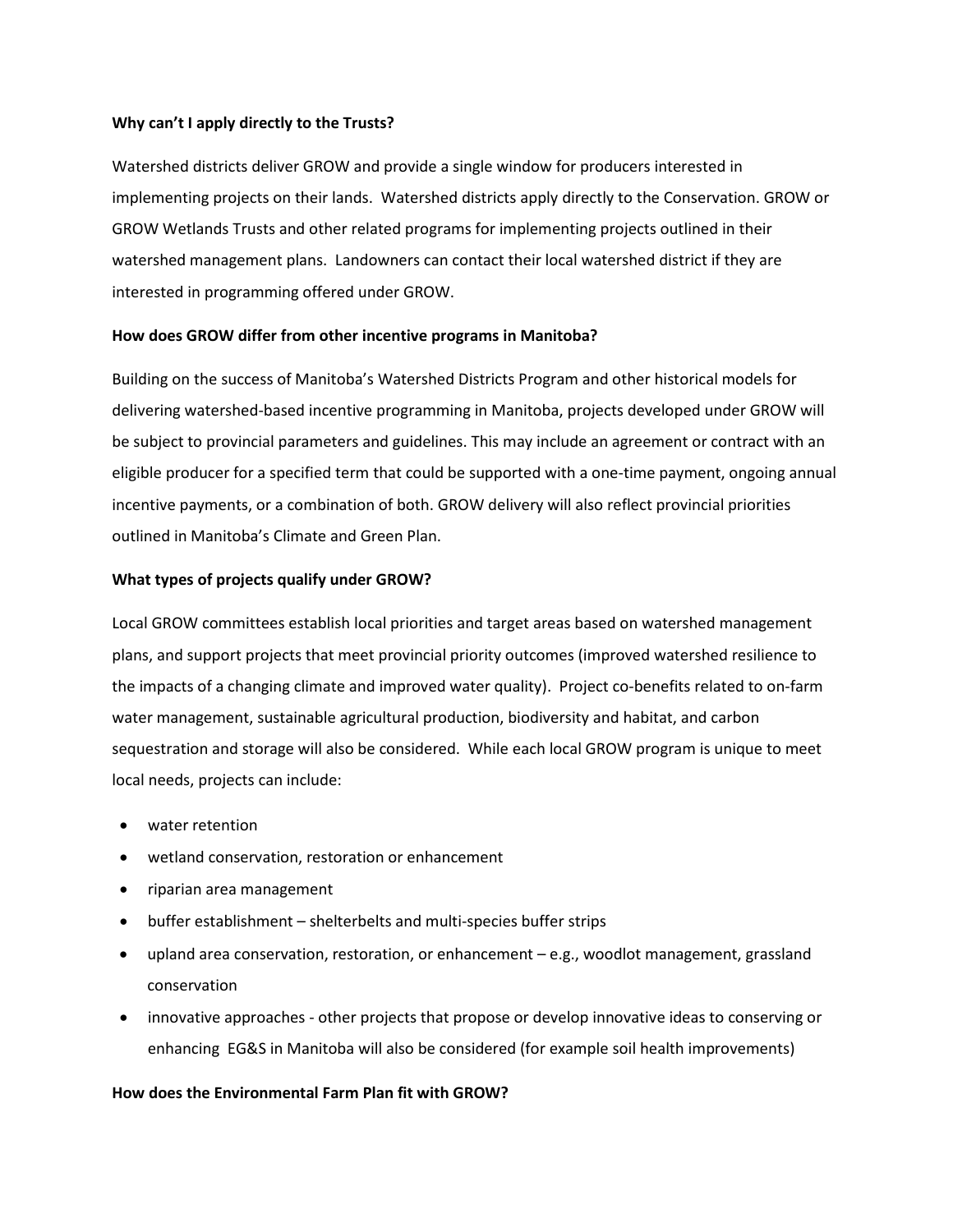**Why can't I apply directly to the Trusts?**

Watershed districts deliver GROW and provide a single window for producers interested in implementing projects on their lands. Watershed districts apply directly to the Conservation. GROW or GROW Wetlands Trusts and other related programs for implementing projects outlined in their watershed management plans. Landowners can contact their local watershed district if they are interested in programming offered under GROW.

**How does GROW differ from other incentive programs in Manitoba?**

Building on the success of Manitoba's Watershed Districts Program and other historical models for delivering watershed-based incentive programming in Manitoba, projects developed under GROW will be subject to provincial parameters and guidelines. This may include an agreement or contract with an eligible producer for a specified term that could be supported with a one-time payment, ongoing annual incentive payments, or a combination of both. GROW delivery will also reflect provincial priorities outlined in Manitoba's Climate and Green Plan.

**What types of projects qualify under GROW?**

Local GROW committees establish local priorities and target areas based on watershed management plans, and support projects that meet provincial priority outcomes (improved watershed resilience to the impacts of a changing climate and improved water quality). Project co-benefits related to on-farm water management, sustainable agricultural production, biodiversity and habitat, and carbon sequestration and storage will also be considered. While each local GROW program is unique to meet local needs, projects can include:

- water retention
- wetland conservation, restoration or enhancement
- riparian area management
- buffer establishment – shelterbelts and multi-species buffer strips
- upland area conservation, restoration, or enhancement – e.g., woodlot management, grassland conservation
- innovative approaches - other projects that propose or develop innovative ideas to conserving or enhancing EG&S in Manitoba will also be considered (for example soil health improvements)

**How does the Environmental Farm Plan fit with GROW?**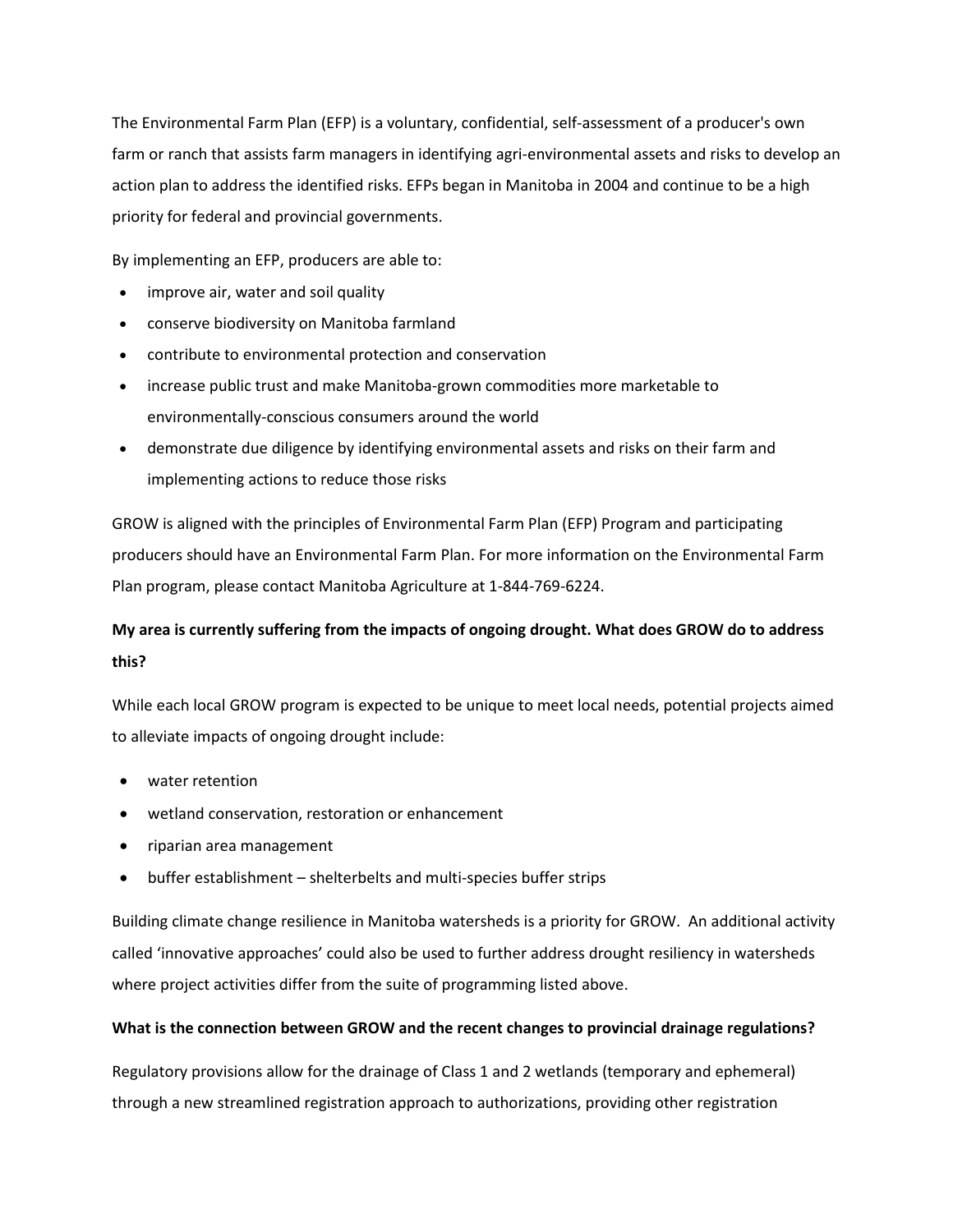The Environmental Farm Plan (EFP) is a voluntary, confidential, self-assessment of a producer's own farm or ranch that assists farm managers in identifying agri-environmental assets and risks to develop an action plan to address the identified risks. EFPs began in Manitoba in 2004 and continue to be a high priority for federal and provincial governments.

By implementing an EFP, producers are able to:

- improve air, water and soil quality
- conserve biodiversity on Manitoba farmland
- contribute to environmental protection and conservation
- increase public trust and make Manitoba-grown commodities more marketable to environmentally-conscious consumers around the world
- demonstrate due diligence by identifying environmental assets and risks on their farm and implementing actions to reduce those risks

GROW is aligned with the principles of Environmental Farm Plan (EFP) Program and participating producers should have an Environmental Farm Plan. For more information on the Environmental Farm Plan program, please contact Manitoba Agriculture at 1-844-769-6224.

**My area is currently suffering from the impacts of ongoing drought. What does GROW do to address this?**

While each local GROW program is expected to be unique to meet local needs, potential projects aimed to alleviate impacts of ongoing drought include:

- water retention
- wetland conservation, restoration or enhancement
- riparian area management
- buffer establishment – shelterbelts and multi-species buffer strips

Building climate change resilience in Manitoba watersheds is a priority for GROW. An additional activity called 'innovative approaches' could also be used to further address drought resiliency in watersheds where project activities differ from the suite of programming listed above.

**What is the connection between GROW and the recent changes to provincial drainage regulations?**

Regulatory provisions allow for the drainage of Class 1 and 2 wetlands (temporary and ephemeral) through a new streamlined registration approach to authorizations, providing other registration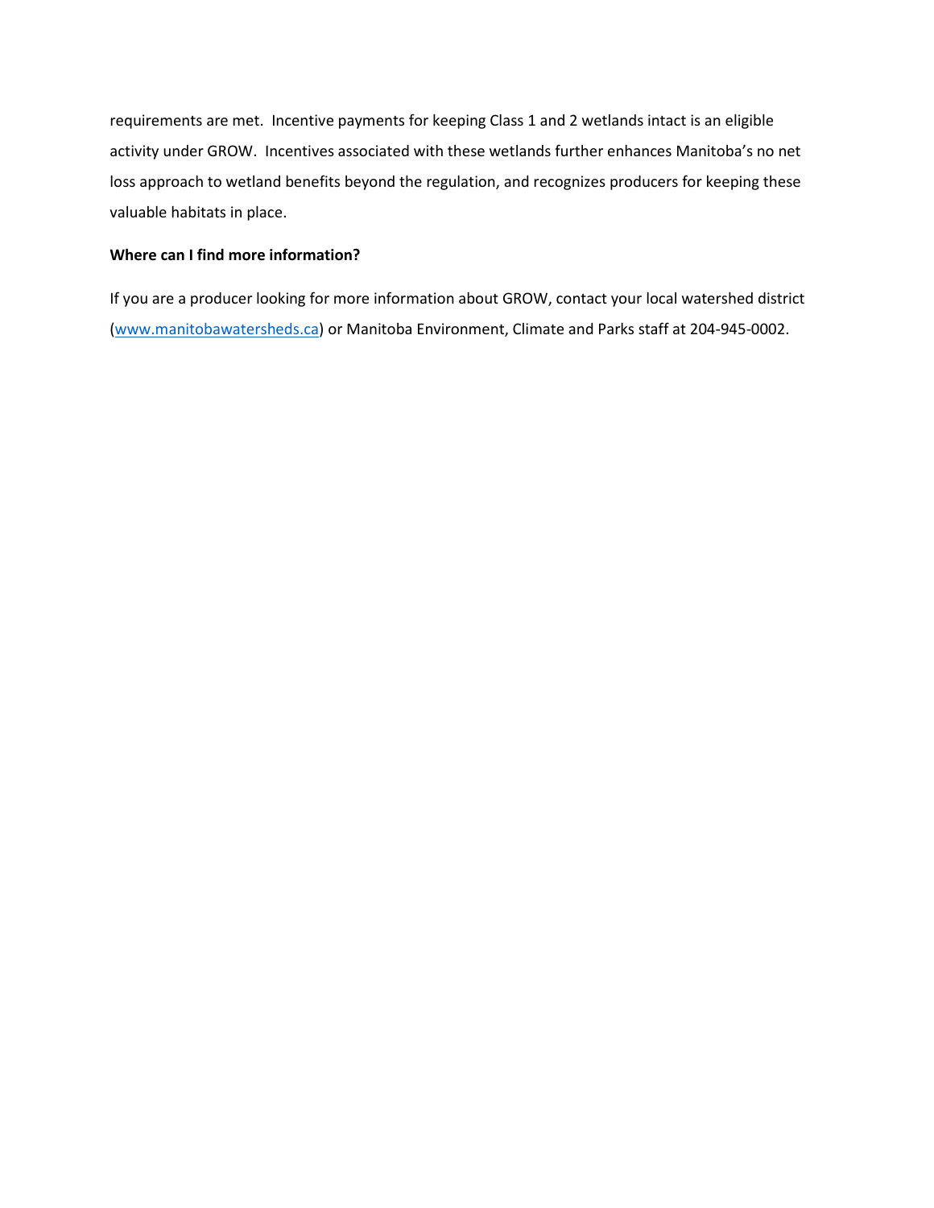requirements are met. Incentive payments for keeping Class 1 and 2 wetlands intact is an eligible activity under GROW. Incentives associated with these wetlands further enhances Manitoba's no net loss approach to wetland benefits beyond the regulation, and recognizes producers for keeping these valuable habitats in place.

**Where can I find more information?**

If you are a producer looking for more information about GROW, contact your local watershed district ([www.manitobawatersheds.ca](http://www.manitobawatersheds.ca)) or Manitoba Environment, Climate and Parks staff at 204-945-0002.